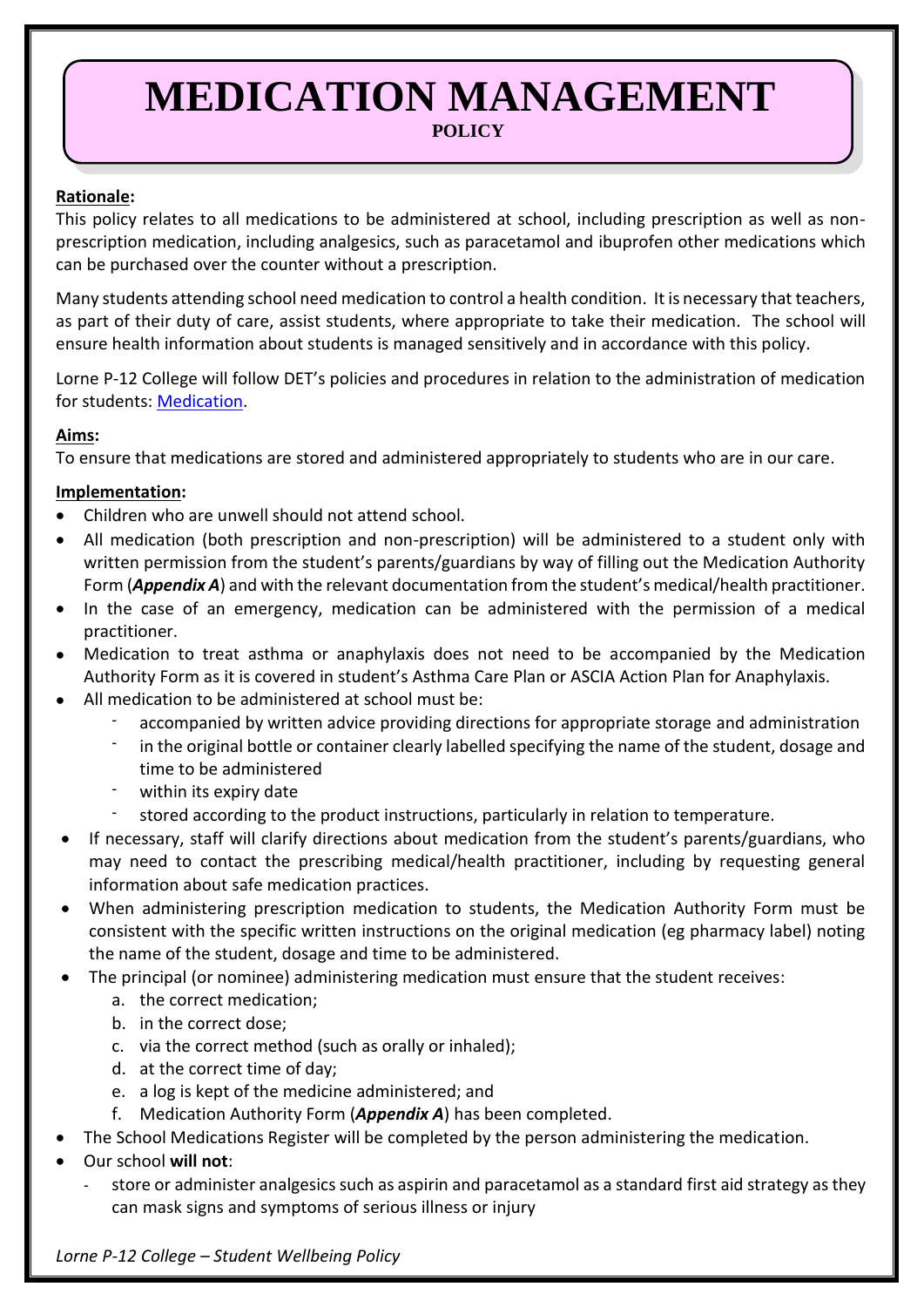# MEDICATION MANAGEMENT

**POLICY**

**Rationale:**

This policy relates to all medications to be administered at school, including prescription as well as non-prescription medication, including analgesics, such as paracetamol and ibuprofen other medications which can be purchased over the counter without a prescription.

Many students attending school need medication to control a health condition. It is necessary that teachers, as part of their duty of care, assist students, where appropriate to take their medication. The school will ensure health information about students is managed sensitively and in accordance with this policy.

Lorne P-12 College will follow DET's policies and procedures in relation to the administration of medication for students: Medication.

**Aims:**

To ensure that medications are stored and administered appropriately to students who are in our care.

**Implementation:**

- Children who are unwell should not attend school.
- All medication (both prescription and non-prescription) will be administered to a student only with written permission from the student's parents/guardians by way of filling out the Medication Authority Form (***Appendix A***) and with the relevant documentation from the student's medical/health practitioner.
- In the case of an emergency, medication can be administered with the permission of a medical practitioner.
- Medication to treat asthma or anaphylaxis does not need to be accompanied by the Medication Authority Form as it is covered in student's Asthma Care Plan or ASCIA Action Plan for Anaphylaxis.
- All medication to be administered at school must be:
    - accompanied by written advice providing directions for appropriate storage and administration
    - in the original bottle or container clearly labelled specifying the name of the student, dosage and time to be administered
    - within its expiry date
    - stored according to the product instructions, particularly in relation to temperature.
- If necessary, staff will clarify directions about medication from the student's parents/guardians, who may need to contact the prescribing medical/health practitioner, including by requesting general information about safe medication practices.
- When administering prescription medication to students, the Medication Authority Form must be consistent with the specific written instructions on the original medication (eg pharmacy label) noting the name of the student, dosage and time to be administered.
- The principal (or nominee) administering medication must ensure that the student receives:
    a. the correct medication;
    b. in the correct dose;
    c. via the correct method (such as orally or inhaled);
    d. at the correct time of day;
    e. a log is kept of the medicine administered; and
    f. Medication Authority Form (***Appendix A***) has been completed.
- The School Medications Register will be completed by the person administering the medication.
- Our school **will not**:
    - store or administer analgesics such as aspirin and paracetamol as a standard first aid strategy as they can mask signs and symptoms of serious illness or injury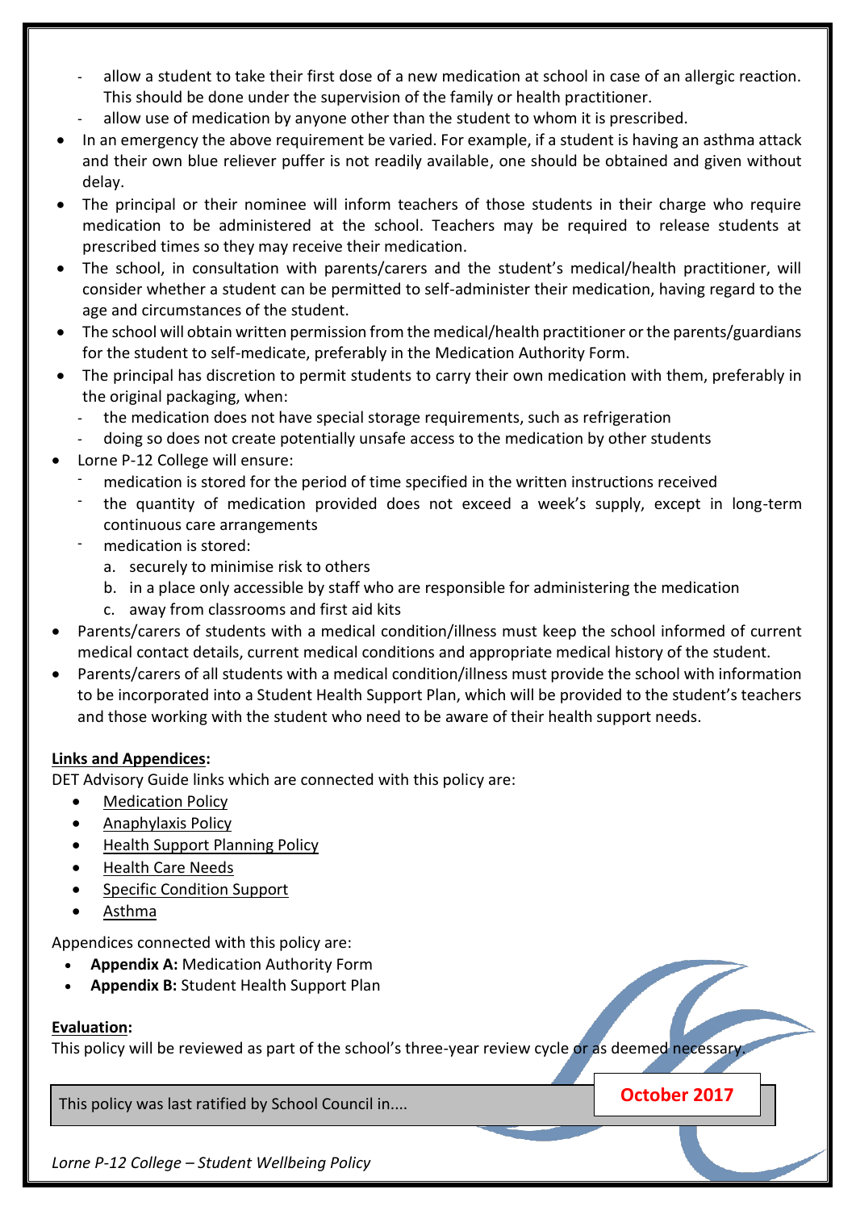- allow a student to take their first dose of a new medication at school in case of an allergic reaction. This should be done under the supervision of the family or health practitioner.
  - allow use of medication by anyone other than the student to whom it is prescribed.
- In an emergency the above requirement be varied. For example, if a student is having an asthma attack and their own blue reliever puffer is not readily available, one should be obtained and given without delay.
- The principal or their nominee will inform teachers of those students in their charge who require medication to be administered at the school. Teachers may be required to release students at prescribed times so they may receive their medication.
- The school, in consultation with parents/carers and the student's medical/health practitioner, will consider whether a student can be permitted to self-administer their medication, having regard to the age and circumstances of the student.
- The school will obtain written permission from the medical/health practitioner or the parents/guardians for the student to self-medicate, preferably in the Medication Authority Form.
- The principal has discretion to permit students to carry their own medication with them, preferably in the original packaging, when:
  - the medication does not have special storage requirements, such as refrigeration
  - doing so does not create potentially unsafe access to the medication by other students
- Lorne P-12 College will ensure:
  - medication is stored for the period of time specified in the written instructions received
  - the quantity of medication provided does not exceed a week's supply, except in long-term continuous care arrangements
  - medication is stored:
    a. securely to minimise risk to others
    b. in a place only accessible by staff who are responsible for administering the medication
    c. away from classrooms and first aid kits
- Parents/carers of students with a medical condition/illness must keep the school informed of current medical contact details, current medical conditions and appropriate medical history of the student.
- Parents/carers of all students with a medical condition/illness must provide the school with information to be incorporated into a Student Health Support Plan, which will be provided to the student's teachers and those working with the student who need to be aware of their health support needs.

**Links and Appendices:**

DET Advisory Guide links which are connected with this policy are:

- Medication Policy
- Anaphylaxis Policy
- Health Support Planning Policy
- Health Care Needs
- Specific Condition Support
- Asthma

Appendices connected with this policy are:

- **Appendix A:** Medication Authority Form
- **Appendix B:** Student Health Support Plan

**Evaluation:**

This policy will be reviewed as part of the school's three-year review cycle or as deemed necessary.

| This policy was last ratified by School Council in.... | **October 2017** |
| --- | --- |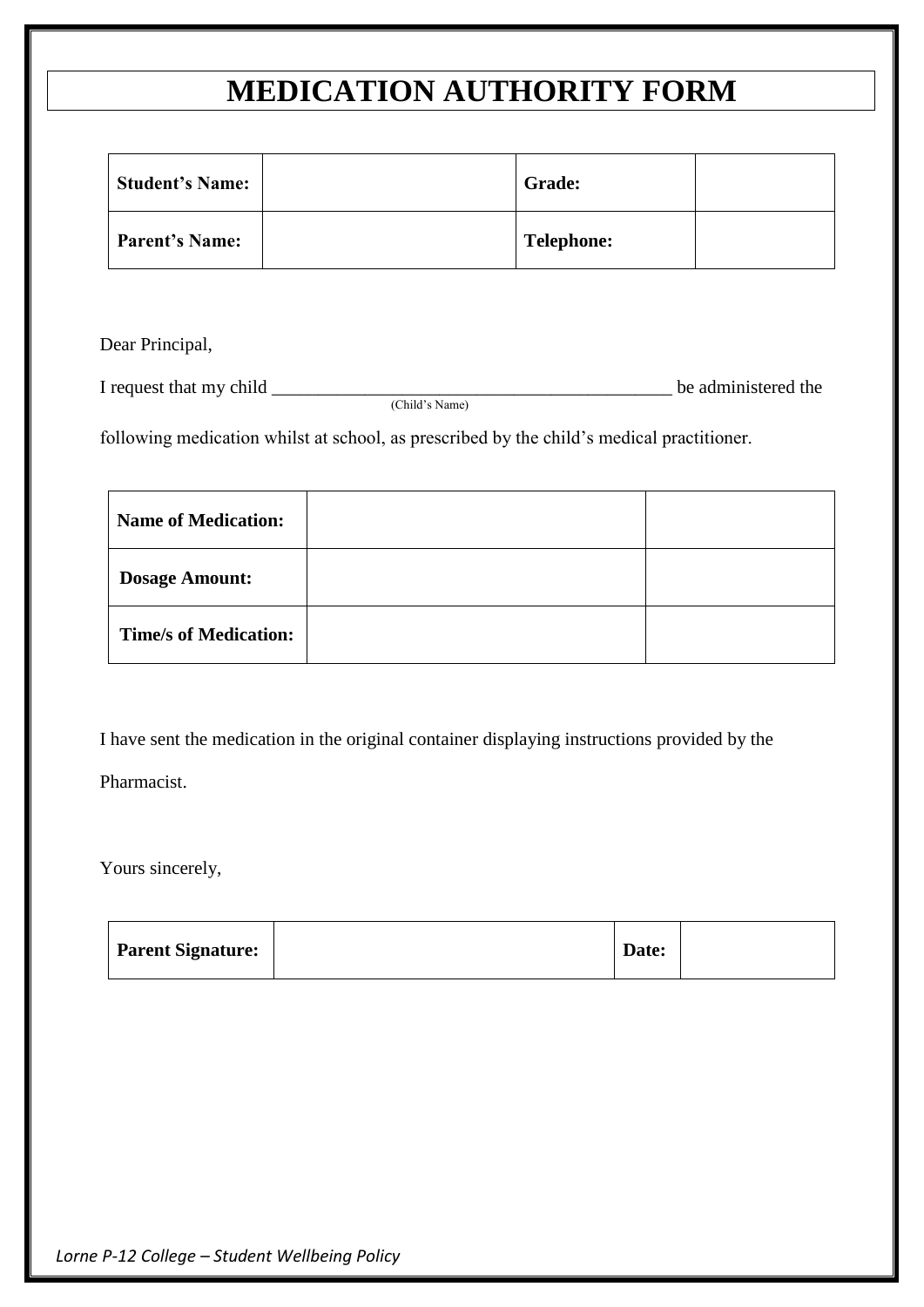# MEDICATION AUTHORITY FORM

| | | | |
|---|---|---|---|
| **Student's Name:** | | **Grade:** | |
| **Parent's Name:** | | **Telephone:** | |

Dear Principal,

I request that my child ____________________________________________ be administered the
(Child's Name)

following medication whilst at school, as prescribed by the child's medical practitioner.

| | | |
|---|---|---|
| **Name of Medication:** | | |
| **Dosage Amount:** | | |
| **Time/s of Medication:** | | |

I have sent the medication in the original container displaying instructions provided by the Pharmacist.

Yours sincerely,

| | | | |
|---|---|---|---|
| **Parent Signature:** | | **Date:** | |